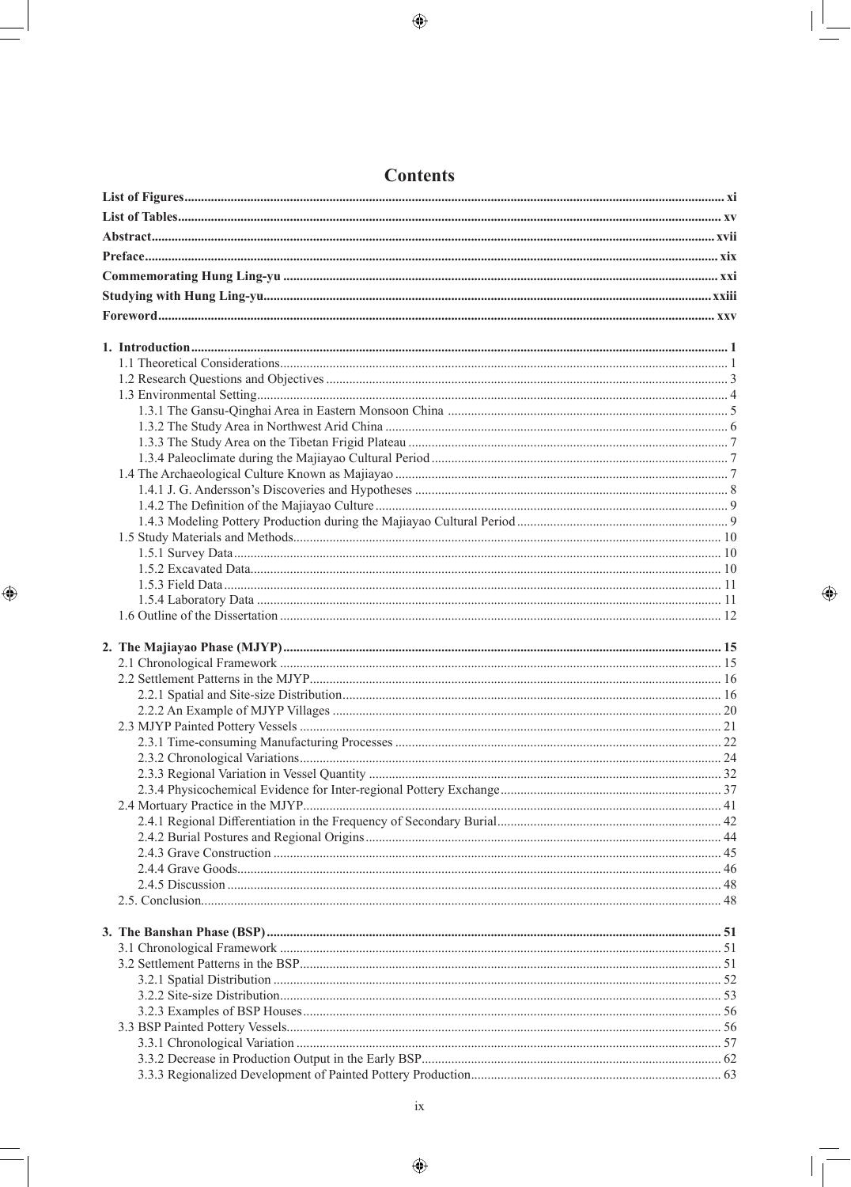# Contents

**List of Figures** ..... xi

**List of Tables** ..... xv

**Abstract** ..... xvii

**Preface** ..... xix

**Commemorating Hung Ling-yu** ..... xxi

**Studying with Hung Ling-yu** ..... xxiii

**Foreword** ..... xxv

**1. Introduction** ..... 1
- 1.1 Theoretical Considerations ..... 1
- 1.2 Research Questions and Objectives ..... 3
- 1.3 Environmental Setting ..... 4
  - 1.3.1 The Gansu-Qinghai Area in Eastern Monsoon China ..... 5
  - 1.3.2 The Study Area in Northwest Arid China ..... 6
  - 1.3.3 The Study Area on the Tibetan Frigid Plateau ..... 7
  - 1.3.4 Paleoclimate during the Majiayao Cultural Period ..... 7
- 1.4 The Archaeological Culture Known as Majiayao ..... 7
  - 1.4.1 J. G. Andersson's Discoveries and Hypotheses ..... 8
  - 1.4.2 The Definition of the Majiayao Culture ..... 9
  - 1.4.3 Modeling Pottery Production during the Majiayao Cultural Period ..... 9
- 1.5 Study Materials and Methods ..... 10
  - 1.5.1 Survey Data ..... 10
  - 1.5.2 Excavated Data ..... 10
  - 1.5.3 Field Data ..... 11
  - 1.5.4 Laboratory Data ..... 11
- 1.6 Outline of the Dissertation ..... 12

**2. The Majiayao Phase (MJYP)** ..... 15
- 2.1 Chronological Framework ..... 15
- 2.2 Settlement Patterns in the MJYP ..... 16
  - 2.2.1 Spatial and Site-size Distribution ..... 16
  - 2.2.2 An Example of MJYP Villages ..... 20
- 2.3 MJYP Painted Pottery Vessels ..... 21
  - 2.3.1 Time-consuming Manufacturing Processes ..... 22
  - 2.3.2 Chronological Variations ..... 24
  - 2.3.3 Regional Variation in Vessel Quantity ..... 32
  - 2.3.4 Physicochemical Evidence for Inter-regional Pottery Exchange ..... 37
- 2.4 Mortuary Practice in the MJYP ..... 41
  - 2.4.1 Regional Differentiation in the Frequency of Secondary Burial ..... 42
  - 2.4.2 Burial Postures and Regional Origins ..... 44
  - 2.4.3 Grave Construction ..... 45
  - 2.4.4 Grave Goods ..... 46
  - 2.4.5 Discussion ..... 48
- 2.5. Conclusion ..... 48

**3. The Banshan Phase (BSP)** ..... 51
- 3.1 Chronological Framework ..... 51
- 3.2 Settlement Patterns in the BSP ..... 51
  - 3.2.1 Spatial Distribution ..... 52
  - 3.2.2 Site-size Distribution ..... 53
  - 3.2.3 Examples of BSP Houses ..... 56
- 3.3 BSP Painted Pottery Vessels ..... 56
  - 3.3.1 Chronological Variation ..... 57
  - 3.3.2 Decrease in Production Output in the Early BSP ..... 62
  - 3.3.3 Regionalized Development of Painted Pottery Production ..... 63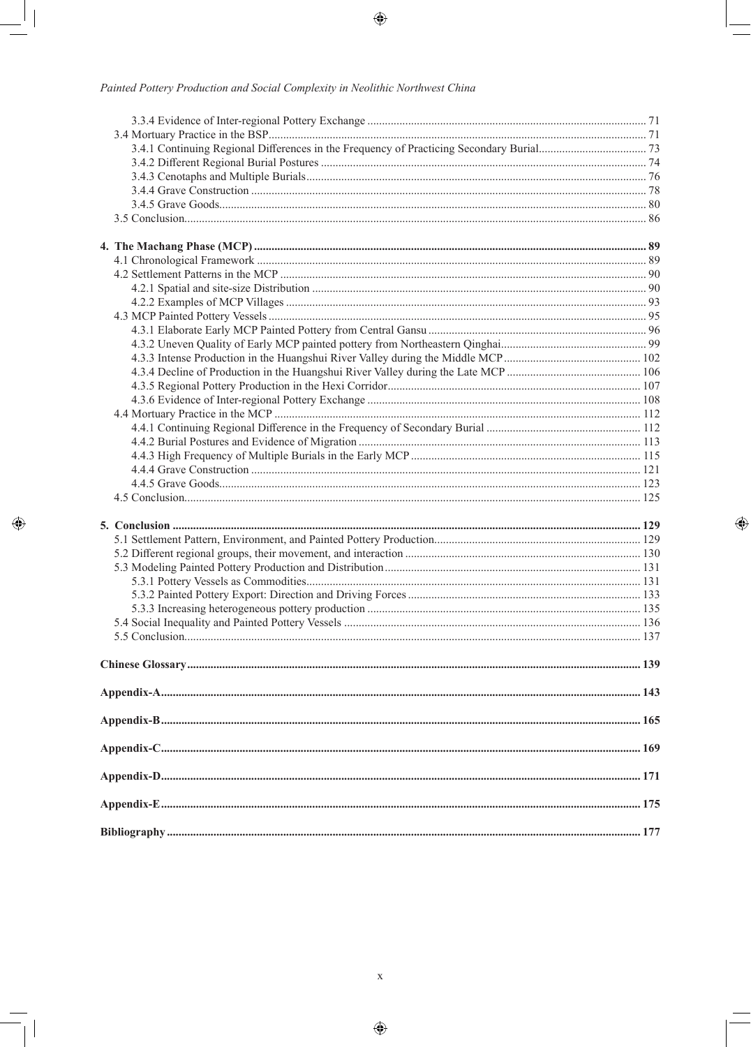- 3.3.4 Evidence of Inter-regional Pottery Exchange ... 71
- 3.4 Mortuary Practice in the BSP ... 71
  - 3.4.1 Continuing Regional Differences in the Frequency of Practicing Secondary Burial ... 73
  - 3.4.2 Different Regional Burial Postures ... 74
  - 3.4.3 Cenotaphs and Multiple Burials ... 76
  - 3.4.4 Grave Construction ... 78
  - 3.4.5 Grave Goods ... 80
- 3.5 Conclusion ... 86

**4. The Machang Phase (MCP) ... 89**

- 4.1 Chronological Framework ... 89
- 4.2 Settlement Patterns in the MCP ... 90
  - 4.2.1 Spatial and site-size Distribution ... 90
  - 4.2.2 Examples of MCP Villages ... 93
- 4.3 MCP Painted Pottery Vessels ... 95
  - 4.3.1 Elaborate Early MCP Painted Pottery from Central Gansu ... 96
  - 4.3.2 Uneven Quality of Early MCP painted pottery from Northeastern Qinghai ... 99
  - 4.3.3 Intense Production in the Huangshui River Valley during the Middle MCP ... 102
  - 4.3.4 Decline of Production in the Huangshui River Valley during the Late MCP ... 106
  - 4.3.5 Regional Pottery Production in the Hexi Corridor ... 107
  - 4.3.6 Evidence of Inter-regional Pottery Exchange ... 108
- 4.4 Mortuary Practice in the MCP ... 112
  - 4.4.1 Continuing Regional Difference in the Frequency of Secondary Burial ... 112
  - 4.4.2 Burial Postures and Evidence of Migration ... 113
  - 4.4.3 High Frequency of Multiple Burials in the Early MCP ... 115
  - 4.4.4 Grave Construction ... 121
  - 4.4.5 Grave Goods ... 123
- 4.5 Conclusion ... 125

**5. Conclusion ... 129**

- 5.1 Settlement Pattern, Environment, and Painted Pottery Production ... 129
- 5.2 Different regional groups, their movement, and interaction ... 130
- 5.3 Modeling Painted Pottery Production and Distribution ... 131
  - 5.3.1 Pottery Vessels as Commodities ... 131
  - 5.3.2 Painted Pottery Export: Direction and Driving Forces ... 133
  - 5.3.3 Increasing heterogeneous pottery production ... 135
- 5.4 Social Inequality and Painted Pottery Vessels ... 136
- 5.5 Conclusion ... 137

**Chinese Glossary ... 139**

**Appendix-A ... 143**

**Appendix-B ... 165**

**Appendix-C ... 169**

**Appendix-D ... 171**

**Appendix-E ... 175**

**Bibliography ... 177**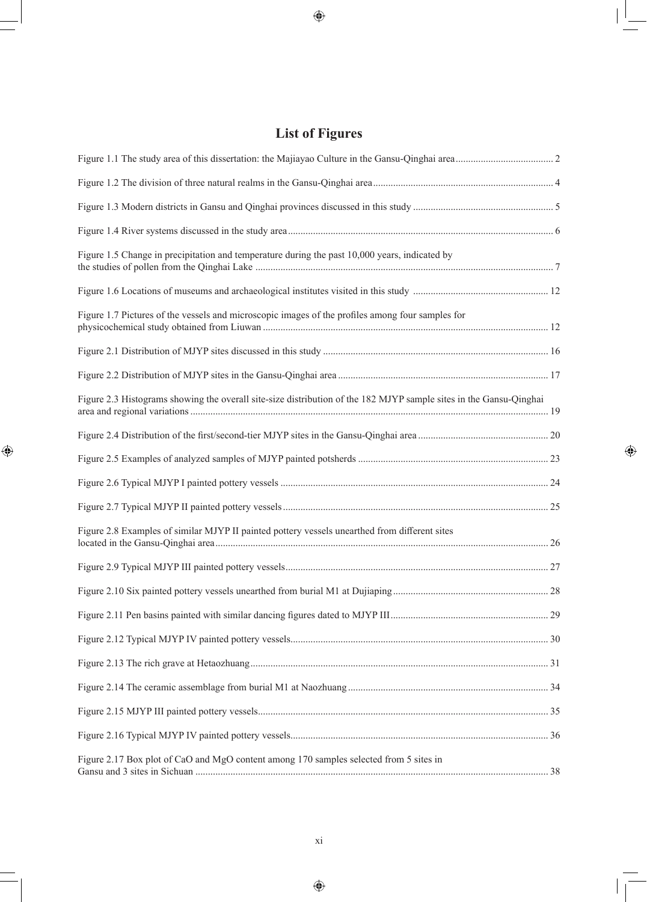# List of Figures

Figure 1.1 The study area of this dissertation: the Majiayao Culture in the Gansu-Qinghai area ....................................... 2

Figure 1.2 The division of three natural realms in the Gansu-Qinghai area ....................................... 4

Figure 1.3 Modern districts in Gansu and Qinghai provinces discussed in this study ....................................... 5

Figure 1.4 River systems discussed in the study area ....................................... 6

Figure 1.5 Change in precipitation and temperature during the past 10,000 years, indicated by the studies of pollen from the Qinghai Lake ....................................... 7

Figure 1.6 Locations of museums and archaeological institutes visited in this study ....................................... 12

Figure 1.7 Pictures of the vessels and microscopic images of the profiles among four samples for physicochemical study obtained from Liuwan ....................................... 12

Figure 2.1 Distribution of MJYP sites discussed in this study ....................................... 16

Figure 2.2 Distribution of MJYP sites in the Gansu-Qinghai area ....................................... 17

Figure 2.3 Histograms showing the overall site-size distribution of the 182 MJYP sample sites in the Gansu-Qinghai area and regional variations ....................................... 19

Figure 2.4 Distribution of the first/second-tier MJYP sites in the Gansu-Qinghai area ....................................... 20

Figure 2.5 Examples of analyzed samples of MJYP painted potsherds ....................................... 23

Figure 2.6 Typical MJYP I painted pottery vessels ....................................... 24

Figure 2.7 Typical MJYP II painted pottery vessels ....................................... 25

Figure 2.8 Examples of similar MJYP II painted pottery vessels unearthed from different sites located in the Gansu-Qinghai area ....................................... 26

Figure 2.9 Typical MJYP III painted pottery vessels ....................................... 27

Figure 2.10 Six painted pottery vessels unearthed from burial M1 at Dujiaping ....................................... 28

Figure 2.11 Pen basins painted with similar dancing figures dated to MJYP III ....................................... 29

Figure 2.12 Typical MJYP IV painted pottery vessels ....................................... 30

Figure 2.13 The rich grave at Hetaozhuang ....................................... 31

Figure 2.14 The ceramic assemblage from burial M1 at Naozhuang ....................................... 34

Figure 2.15 MJYP III painted pottery vessels ....................................... 35

Figure 2.16 Typical MJYP IV painted pottery vessels ....................................... 36

Figure 2.17 Box plot of CaO and MgO content among 170 samples selected from 5 sites in Gansu and 3 sites in Sichuan ....................................... 38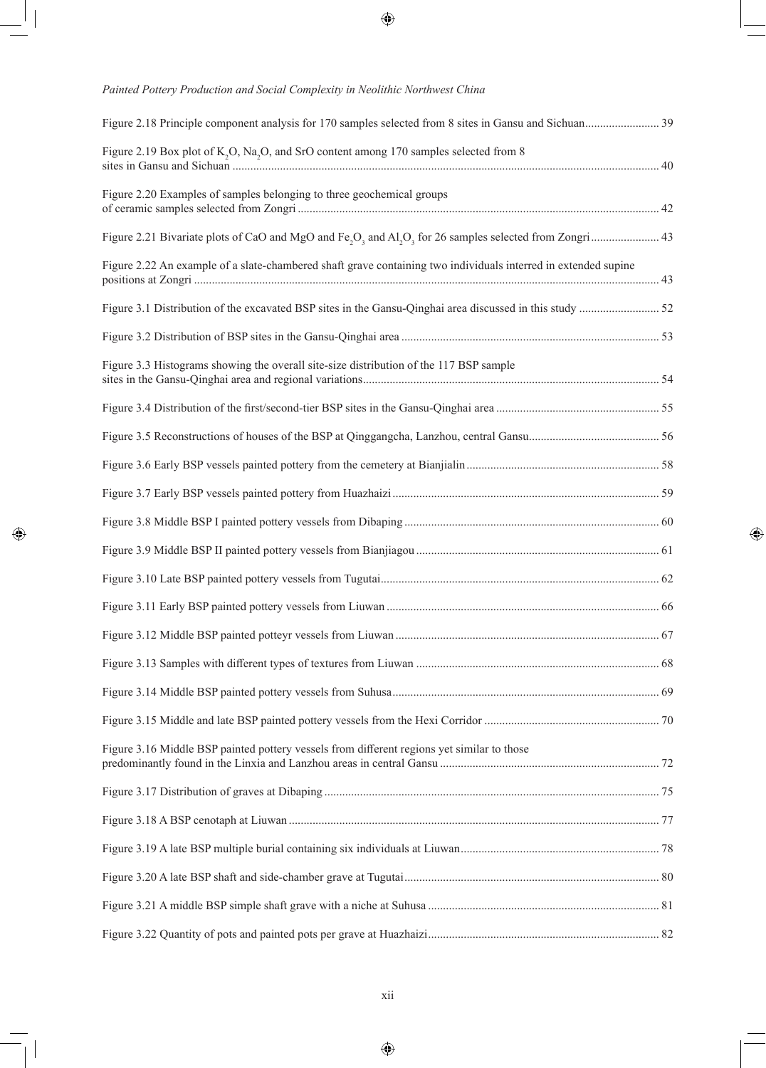Figure 2.18 Principle component analysis for 170 samples selected from 8 sites in Gansu and Sichuan......................... 39

Figure 2.19 Box plot of $K_2O$, $Na_2O$, and SrO content among 170 samples selected from 8 sites in Gansu and Sichuan ............................................................................................................................................... 40

Figure 2.20 Examples of samples belonging to three geochemical groups of ceramic samples selected from Zongri ......................................................................................................................... 42

Figure 2.21 Bivariate plots of CaO and MgO and $Fe_2O_3$ and $Al_2O_3$ for 26 samples selected from Zongri....................... 43

Figure 2.22 An example of a slate-chambered shaft grave containing two individuals interred in extended supine positions at Zongri ............................................................................................................................................ 43

Figure 3.1 Distribution of the excavated BSP sites in the Gansu-Qinghai area discussed in this study ........................... 52

Figure 3.2 Distribution of BSP sites in the Gansu-Qinghai area ...................................................................................... 53

Figure 3.3 Histograms showing the overall site-size distribution of the 117 BSP sample sites in the Gansu-Qinghai area and regional variations................................................................................................... 54

Figure 3.4 Distribution of the first/second-tier BSP sites in the Gansu-Qinghai area ...................................................... 55

Figure 3.5 Reconstructions of houses of the BSP at Qinggangcha, Lanzhou, central Gansu............................................ 56

Figure 3.6 Early BSP vessels painted pottery from the cemetery at Bianjialin ................................................................ 58

Figure 3.7 Early BSP vessels painted pottery from Huazhaizi ......................................................................................... 59

Figure 3.8 Middle BSP I painted pottery vessels from Dibaping ..................................................................................... 60

Figure 3.9 Middle BSP II painted pottery vessels from Bianjiagou ................................................................................. 61

Figure 3.10 Late BSP painted pottery vessels from Tugutai............................................................................................. 62

Figure 3.11 Early BSP painted pottery vessels from Liuwan ........................................................................................... 66

Figure 3.12 Middle BSP painted potteyr vessels from Liuwan ........................................................................................ 67

Figure 3.13 Samples with different types of textures from Liuwan ................................................................................. 68

Figure 3.14 Middle BSP painted pottery vessels from Suhusa......................................................................................... 69

Figure 3.15 Middle and late BSP painted pottery vessels from the Hexi Corridor .......................................................... 70

Figure 3.16 Middle BSP painted pottery vessels from different regions yet similar to those predominantly found in the Linxia and Lanzhou areas in central Gansu ......................................................................... 72

Figure 3.17 Distribution of graves at Dibaping ................................................................................................................ 75

Figure 3.18 A BSP cenotaph at Liuwan ............................................................................................................................ 77

Figure 3.19 A late BSP multiple burial containing six individuals at Liuwan.................................................................. 78

Figure 3.20 A late BSP shaft and side-chamber grave at Tugutai..................................................................................... 80

Figure 3.21 A middle BSP simple shaft grave with a niche at Suhusa ............................................................................. 81

Figure 3.22 Quantity of pots and painted pots per grave at Huazhaizi............................................................................. 82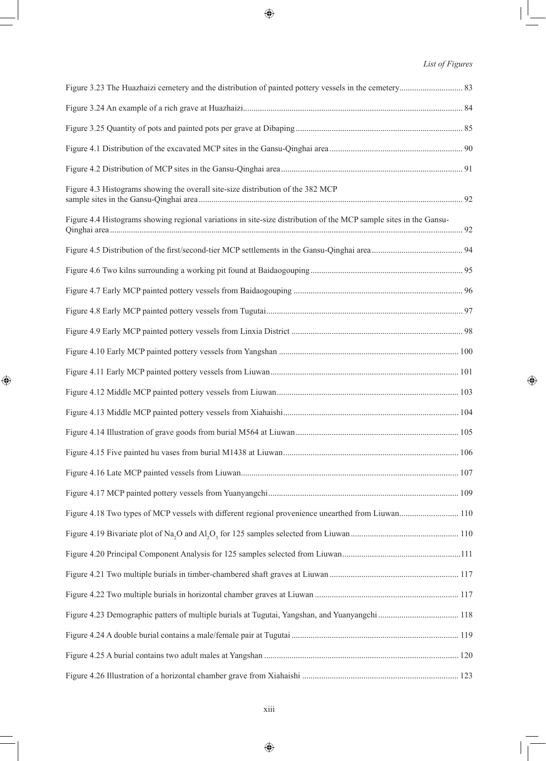Figure 3.23 The Huazhaizi cemetery and the distribution of painted pottery vessels in the cemetery 83

Figure 3.24 An example of a rich grave at Huazhaizi 84

Figure 3.25 Quantity of pots and painted pots per grave at Dibaping 85

Figure 4.1 Distribution of the excavated MCP sites in the Gansu-Qinghai area 90

Figure 4.2 Distribution of MCP sites in the Gansu-Qinghai area 91

Figure 4.3 Histograms showing the overall site-size distribution of the 382 MCP sample sites in the Gansu-Qinghai area 92

Figure 4.4 Histograms showing regional variations in site-size distribution of the MCP sample sites in the Gansu-Qinghai area 92

Figure 4.5 Distribution of the first/second-tier MCP settlements in the Gansu-Qinghai area 94

Figure 4.6 Two kilns surrounding a working pit found at Baidaogouping 95

Figure 4.7 Early MCP painted pottery vessels from Baidaogouping 96

Figure 4.8 Early MCP painted pottery vessels from Tugutai 97

Figure 4.9 Early MCP painted pottery vessels from Linxia District 98

Figure 4.10 Early MCP painted pottery vessels from Yangshan 100

Figure 4.11 Early MCP painted pottery vessels from Liuwan 101

Figure 4.12 Middle MCP painted pottery vessels from Liuwan 103

Figure 4.13 Middle MCP painted pottery vessels from Xiahaishi 104

Figure 4.14 Illustration of grave goods from burial M564 at Liuwan 105

Figure 4.15 Five painted hu vases from burial M1438 at Liuwan 106

Figure 4.16 Late MCP painted vessels from Liuwan 107

Figure 4.17 MCP painted pottery vessels from Yuanyangchi 109

Figure 4.18 Two types of MCP vessels with different regional provenience unearthed from Liuwan 110

Figure 4.19 Bivariate plot of $Na_2O$ and $Al_2O_3$ for 125 samples selected from Liuwan 110

Figure 4.20 Principal Component Analysis for 125 samples selected from Liuwan 111

Figure 4.21 Two multiple burials in timber-chambered shaft graves at Liuwan 117

Figure 4.22 Two multiple burials in horizontal chamber graves at Liuwan 117

Figure 4.23 Demographic patters of multiple burials at Tugutai, Yangshan, and Yuanyangchi 118

Figure 4.24 A double burial contains a male/female pair at Tugutai 119

Figure 4.25 A burial contains two adult males at Yangshan 120

Figure 4.26 Illustration of a horizontal chamber grave from Xiahaishi 123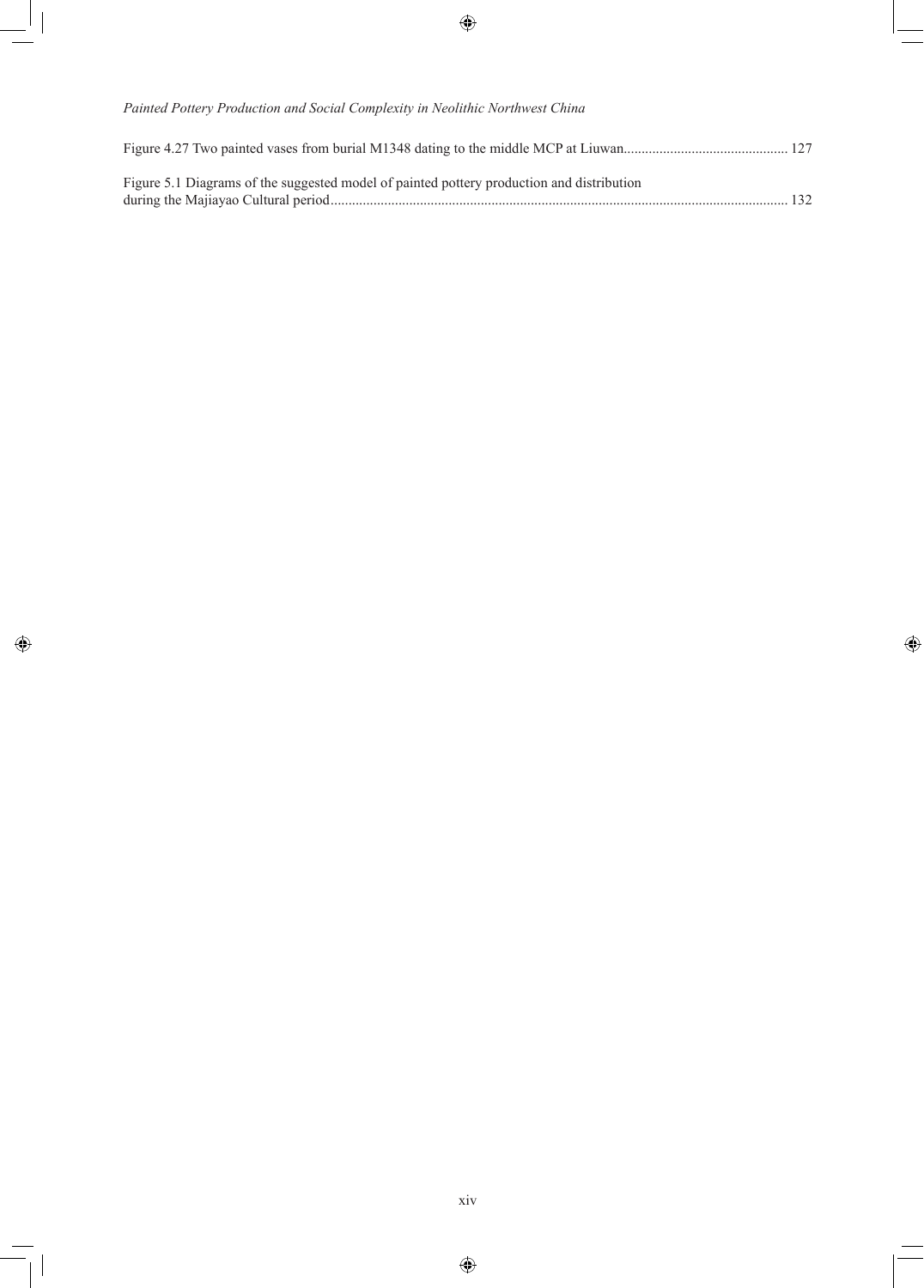Figure 4.27 Two painted vases from burial M1348 dating to the middle MCP at Liuwan.............................................. 127

Figure 5.1 Diagrams of the suggested model of painted pottery production and distribution during the Majiayao Cultural period................................................................................................................................ 132